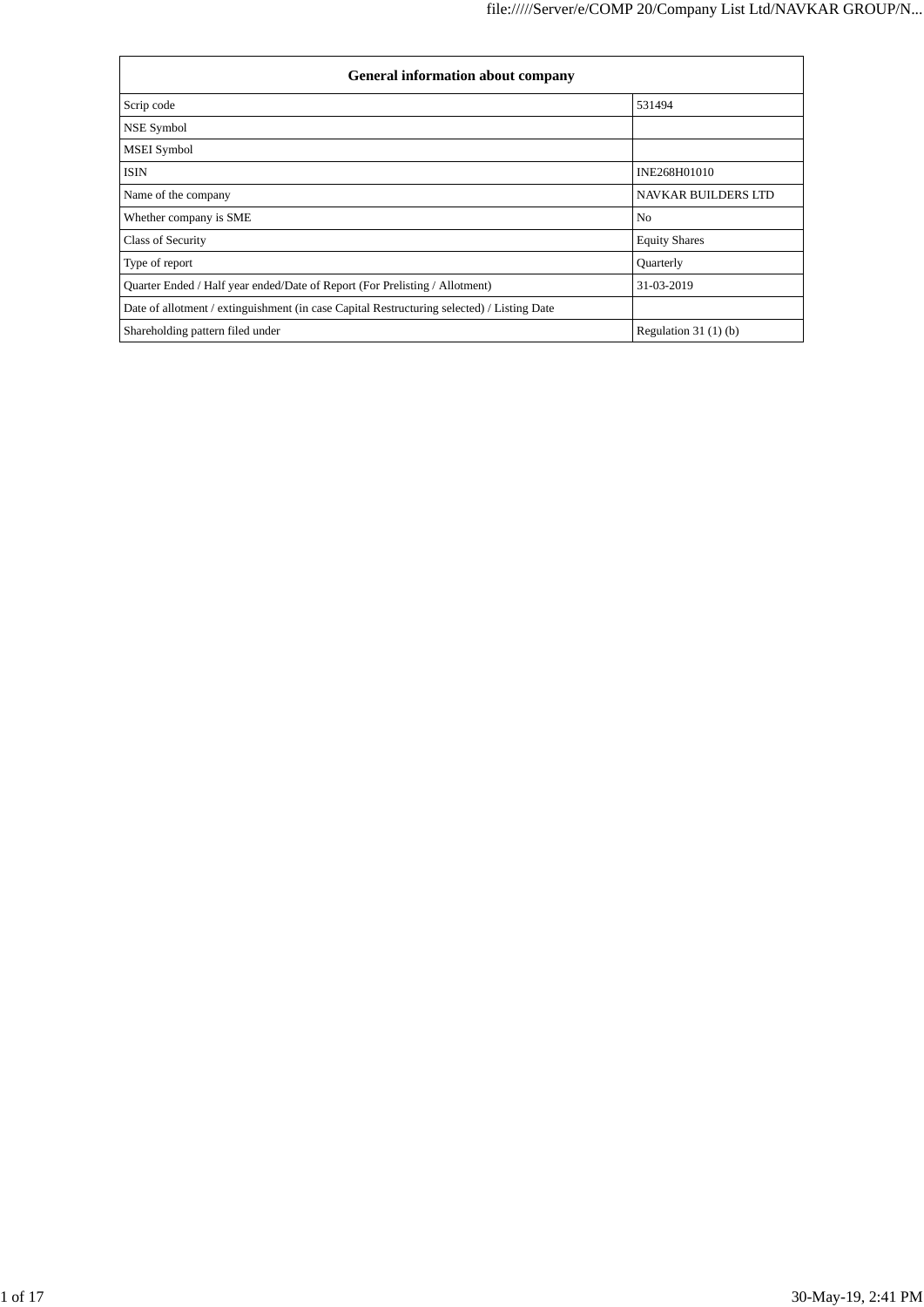| General information about company | |
|---|---|
| Scrip code | 531494 |
| NSE Symbol | |
| MSEI Symbol | |
| ISIN | INE268H01010 |
| Name of the company | NAVKAR BUILDERS LTD |
| Whether company is SME | No |
| Class of Security | Equity Shares |
| Type of report | Quarterly |
| Quarter Ended / Half year ended/Date of Report (For Prelisting / Allotment) | 31-03-2019 |
| Date of allotment / extinguishment (in case Capital Restructuring selected) / Listing Date | |
| Shareholding pattern filed under | Regulation 31 (1) (b) |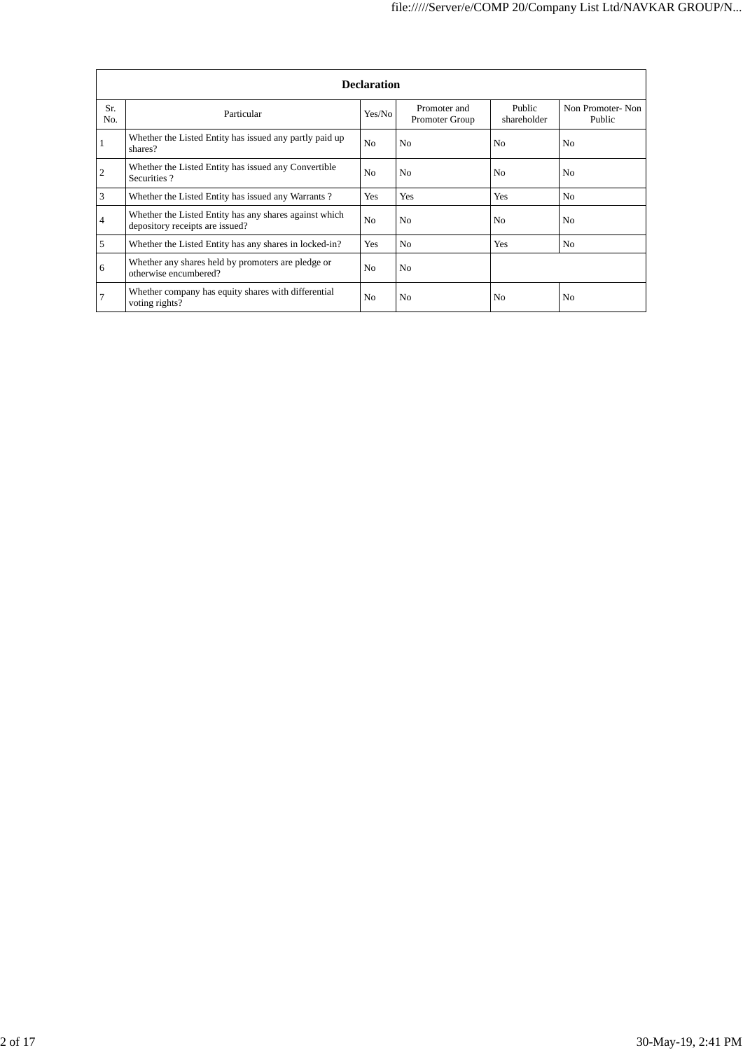| Declaration | | | | | |
|---|---|---|---|---|---|
| Sr. No. | Particular | Yes/No | Promoter and Promoter Group | Public shareholder | Non Promoter- Non Public |
| 1 | Whether the Listed Entity has issued any partly paid up shares? | No | No | No | No |
| 2 | Whether the Listed Entity has issued any Convertible Securities ? | No | No | No | No |
| 3 | Whether the Listed Entity has issued any Warrants ? | Yes | Yes | Yes | No |
| 4 | Whether the Listed Entity has any shares against which depository receipts are issued? | No | No | No | No |
| 5 | Whether the Listed Entity has any shares in locked-in? | Yes | No | Yes | No |
| 6 | Whether any shares held by promoters are pledge or otherwise encumbered? | No | No | | |
| 7 | Whether company has equity shares with differential voting rights? | No | No | No | No |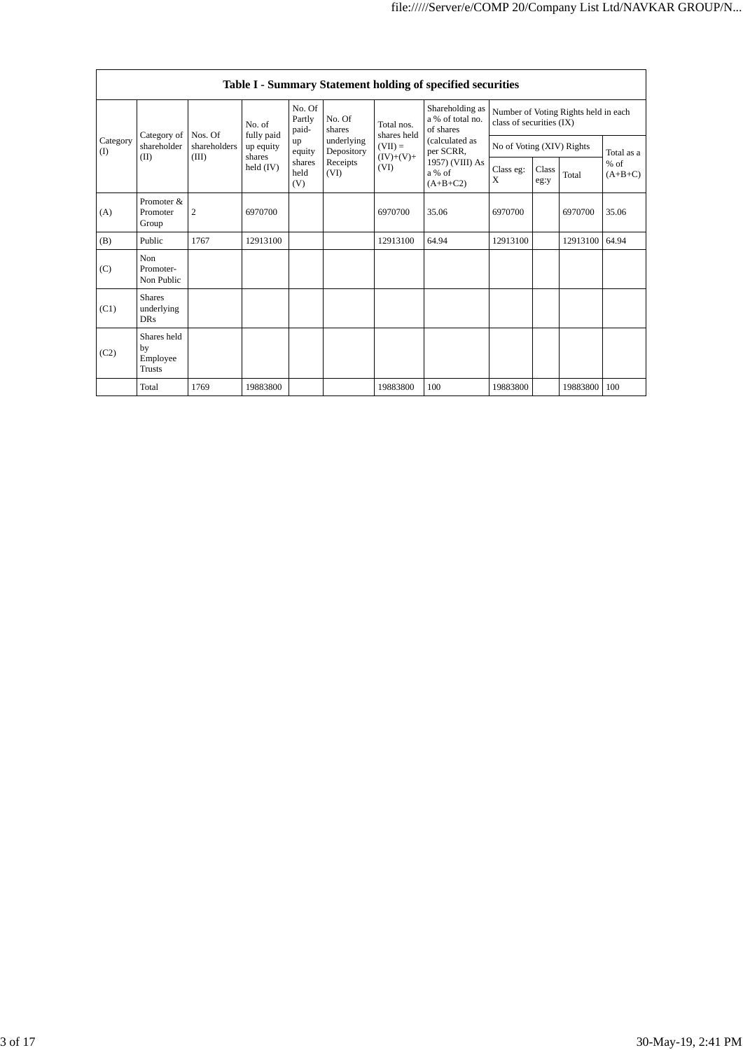| Table I - Summary Statement holding of specified securities | | | | | | | | | | | | |
|---|---|---|---|---|---|---|---|---|---|---|---|---|
| Category (I) | Category of shareholder (II) | Nos. Of shareholders (III) | No. of fully paid up equity shares held (IV) | No. Of Partly paid-up equity shares held (V) | No. Of shares underlying Depository Receipts (VI) | Total nos. shares held (VII) = (IV)+(V)+ (VI) | Shareholding as a % of total no. of shares (calculated as per SCRR, 1957) (VIII) As a % of (A+B+C2) | Number of Voting Rights held in each class of securities (IX) | | | |
| | | | | | | | | No of Voting (XIV) Rights | | | Total as a % of (A+B+C) |
| | | | | | | | | Class eg: X | Class eg:y | Total | |
| (A) | Promoter & Promoter Group | 2 | 6970700 | | | 6970700 | 35.06 | 6970700 | | 6970700 | 35.06 |
| (B) | Public | 1767 | 12913100 | | | 12913100 | 64.94 | 12913100 | | 12913100 | 64.94 |
| (C) | Non Promoter- Non Public | | | | | | | | | | |
| (C1) | Shares underlying DRs | | | | | | | | | | |
| (C2) | Shares held by Employee Trusts | | | | | | | | | | |
| | Total | 1769 | 19883800 | | | 19883800 | 100 | 19883800 | | 19883800 | 100 |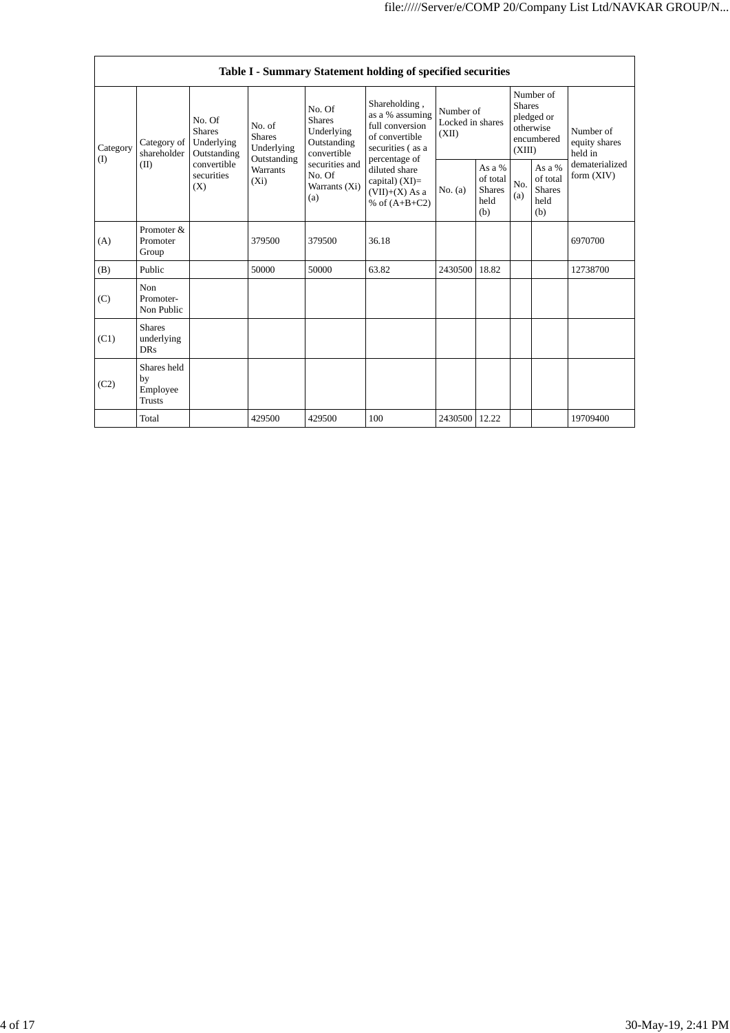| Table I - Summary Statement holding of specified securities | | | | | | | | | | |
|---|---|---|---|---|---|---|---|---|---|---|
| Category (I) | Category of shareholder (II) | No. Of Shares Underlying Outstanding convertible securities (X) | No. of Shares Underlying Outstanding Warrants (Xi) | No. Of Shares Underlying Outstanding convertible securities and No. Of Warrants (Xi) (a) | Shareholding , as a % assuming full conversion of convertible securities ( as a percentage of diluted share capital) (XI)= (VII)+(X) As a % of (A+B+C2) | Number of Locked in shares (XII) | | Number of Shares pledged or otherwise encumbered (XIII) | | Number of equity shares held in dematerialized form (XIV) |
| | | | | | | No. (a) | As a % of total Shares held (b) | No. (a) | As a % of total Shares held (b) | |
| (A) | Promoter & Promoter Group | | 379500 | 379500 | 36.18 | | | | | 6970700 |
| (B) | Public | | 50000 | 50000 | 63.82 | 2430500 | 18.82 | | | 12738700 |
| (C) | Non Promoter- Non Public | | | | | | | | | |
| (C1) | Shares underlying DRs | | | | | | | | | |
| (C2) | Shares held by Employee Trusts | | | | | | | | | |
| | Total | | 429500 | 429500 | 100 | 2430500 | 12.22 | | | 19709400 |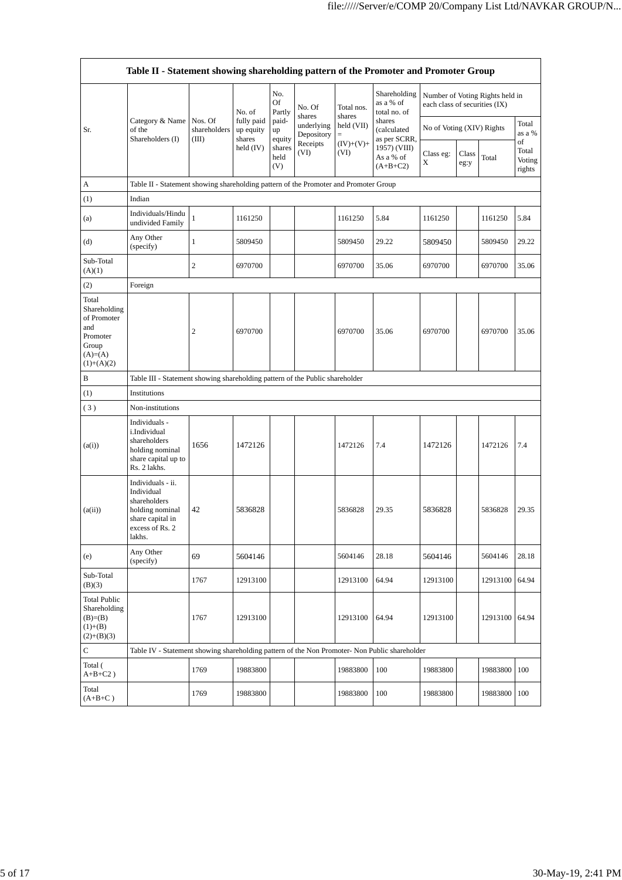| Table II - Statement showing shareholding pattern of the Promoter and Promoter Group | | | | | | | | | | | |
|---|---|---|---|---|---|---|---|---|---|---|---|
| Sr. | Category & Name of the Shareholders (I) | Nos. Of shareholders (III) | No. of fully paid up equity shares held (IV) | No. Of Partly paid-up equity shares held (V) | No. Of shares underlying Depository Receipts (VI) | Total nos. shares held (VII) = (IV)+(V)+ (VI) | Shareholding as a % of total no. of shares (calculated as per SCRR, 1957) (VIII) As a % of (A+B+C2) | Number of Voting Rights held in each class of securities (IX) | | | |
| | | | | | | | | No of Voting (XIV) Rights | | | Total as a % of Total Voting rights |
| | | | | | | | | Class eg: X | Class eg:y | Total | |
| A | Table II - Statement showing shareholding pattern of the Promoter and Promoter Group | | | | | | | | | | |
| (1) | Indian | | | | | | | | | | |
| (a) | Individuals/Hindu undivided Family | 1 | 1161250 | | | 1161250 | 5.84 | 1161250 | | 1161250 | 5.84 |
| (d) | Any Other (specify) | 1 | 5809450 | | | 5809450 | 29.22 | 5809450 | | 5809450 | 29.22 |
| Sub-Total (A)(1) | | 2 | 6970700 | | | 6970700 | 35.06 | 6970700 | | 6970700 | 35.06 |
| (2) | Foreign | | | | | | | | | | |
| Total Shareholding of Promoter and Promoter Group (A)=(A)(1)+(A)(2) | | 2 | 6970700 | | | 6970700 | 35.06 | 6970700 | | 6970700 | 35.06 |
| B | Table III - Statement showing shareholding pattern of the Public shareholder | | | | | | | | | | |
| (1) | Institutions | | | | | | | | | | |
| ( 3 ) | Non-institutions | | | | | | | | | | |
| (a(i)) | Individuals - i.Individual shareholders holding nominal share capital up to Rs. 2 lakhs. | 1656 | 1472126 | | | 1472126 | 7.4 | 1472126 | | 1472126 | 7.4 |
| (a(ii)) | Individuals - ii. Individual shareholders holding nominal share capital in excess of Rs. 2 lakhs. | 42 | 5836828 | | | 5836828 | 29.35 | 5836828 | | 5836828 | 29.35 |
| (e) | Any Other (specify) | 69 | 5604146 | | | 5604146 | 28.18 | 5604146 | | 5604146 | 28.18 |
| Sub-Total (B)(3) | | 1767 | 12913100 | | | 12913100 | 64.94 | 12913100 | | 12913100 | 64.94 |
| Total Public Shareholding (B)=(B)(1)+(B)(2)+(B)(3) | | 1767 | 12913100 | | | 12913100 | 64.94 | 12913100 | | 12913100 | 64.94 |
| C | Table IV - Statement showing shareholding pattern of the Non Promoter- Non Public shareholder | | | | | | | | | | |
| Total ( A+B+C2 ) | | 1769 | 19883800 | | | 19883800 | 100 | 19883800 | | 19883800 | 100 |
| Total (A+B+C ) | | 1769 | 19883800 | | | 19883800 | 100 | 19883800 | | 19883800 | 100 |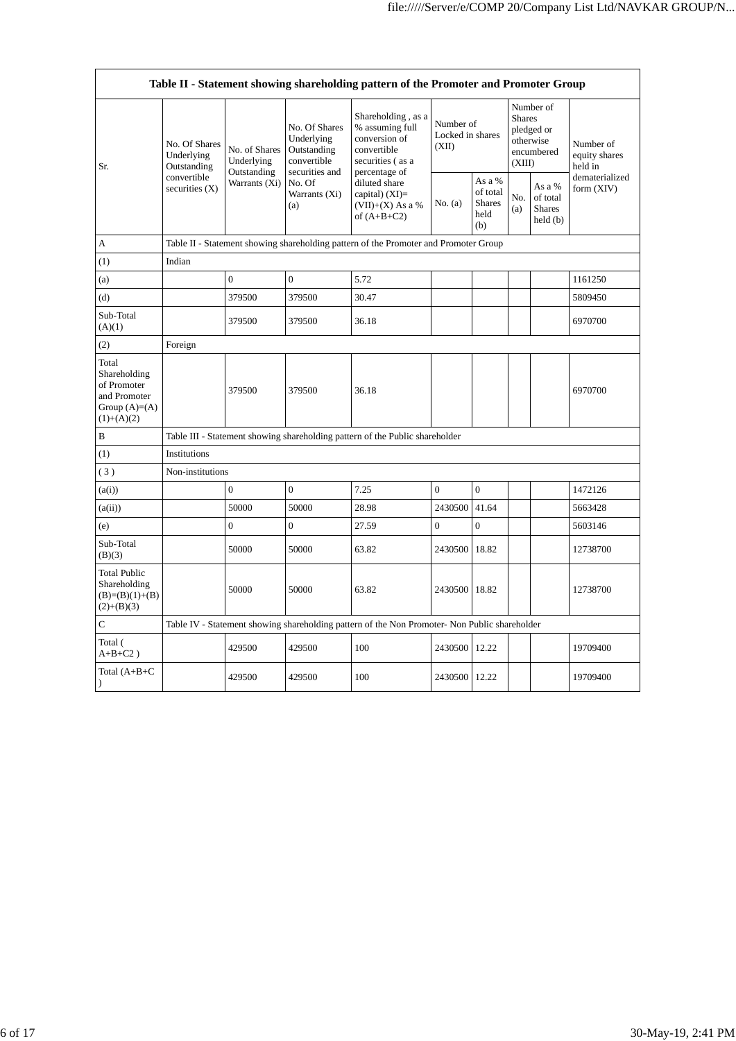| Table II - Statement showing shareholding pattern of the Promoter and Promoter Group | | | | | | | | | |
|---|---|---|---|---|---|---|---|---|---|
| Sr. | No. Of Shares Underlying Outstanding convertible securities (X) | No. of Shares Underlying Outstanding Warrants (Xi) | No. Of Shares Underlying Outstanding convertible securities and No. Of Warrants (Xi) (a) | Shareholding , as a % assuming full conversion of convertible securities ( as a percentage of diluted share capital) (XI)= (VII)+(X) As a % of (A+B+C2) | Number of Locked in shares (XII) | | Number of Shares pledged or otherwise encumbered (XIII) | | Number of equity shares held in dematerialized form (XIV) |
| | | | | | No. (a) | As a % of total Shares held (b) | No. (a) | As a % of total Shares held (b) | |
| A | Table II - Statement showing shareholding pattern of the Promoter and Promoter Group | | | | | | | | |
| (1) | Indian | | | | | | | | |
| (a) | | 0 | 0 | 5.72 | | | | | 1161250 |
| (d) | | 379500 | 379500 | 30.47 | | | | | 5809450 |
| Sub-Total (A)(1) | | 379500 | 379500 | 36.18 | | | | | 6970700 |
| (2) | Foreign | | | | | | | | |
| Total Shareholding of Promoter and Promoter Group (A)=(A)(1)+(A)(2) | | 379500 | 379500 | 36.18 | | | | | 6970700 |
| B | Table III - Statement showing shareholding pattern of the Public shareholder | | | | | | | | |
| (1) | Institutions | | | | | | | | |
| ( 3 ) | Non-institutions | | | | | | | | |
| (a(i)) | | 0 | 0 | 7.25 | 0 | 0 | | | 1472126 |
| (a(ii)) | | 50000 | 50000 | 28.98 | 2430500 | 41.64 | | | 5663428 |
| (e) | | 0 | 0 | 27.59 | 0 | 0 | | | 5603146 |
| Sub-Total (B)(3) | | 50000 | 50000 | 63.82 | 2430500 | 18.82 | | | 12738700 |
| Total Public Shareholding (B)=(B)(1)+(B)(2)+(B)(3) | | 50000 | 50000 | 63.82 | 2430500 | 18.82 | | | 12738700 |
| C | Table IV - Statement showing shareholding pattern of the Non Promoter- Non Public shareholder | | | | | | | | |
| Total ( A+B+C2 ) | | 429500 | 429500 | 100 | 2430500 | 12.22 | | | 19709400 |
| Total (A+B+C ) | | 429500 | 429500 | 100 | 2430500 | 12.22 | | | 19709400 |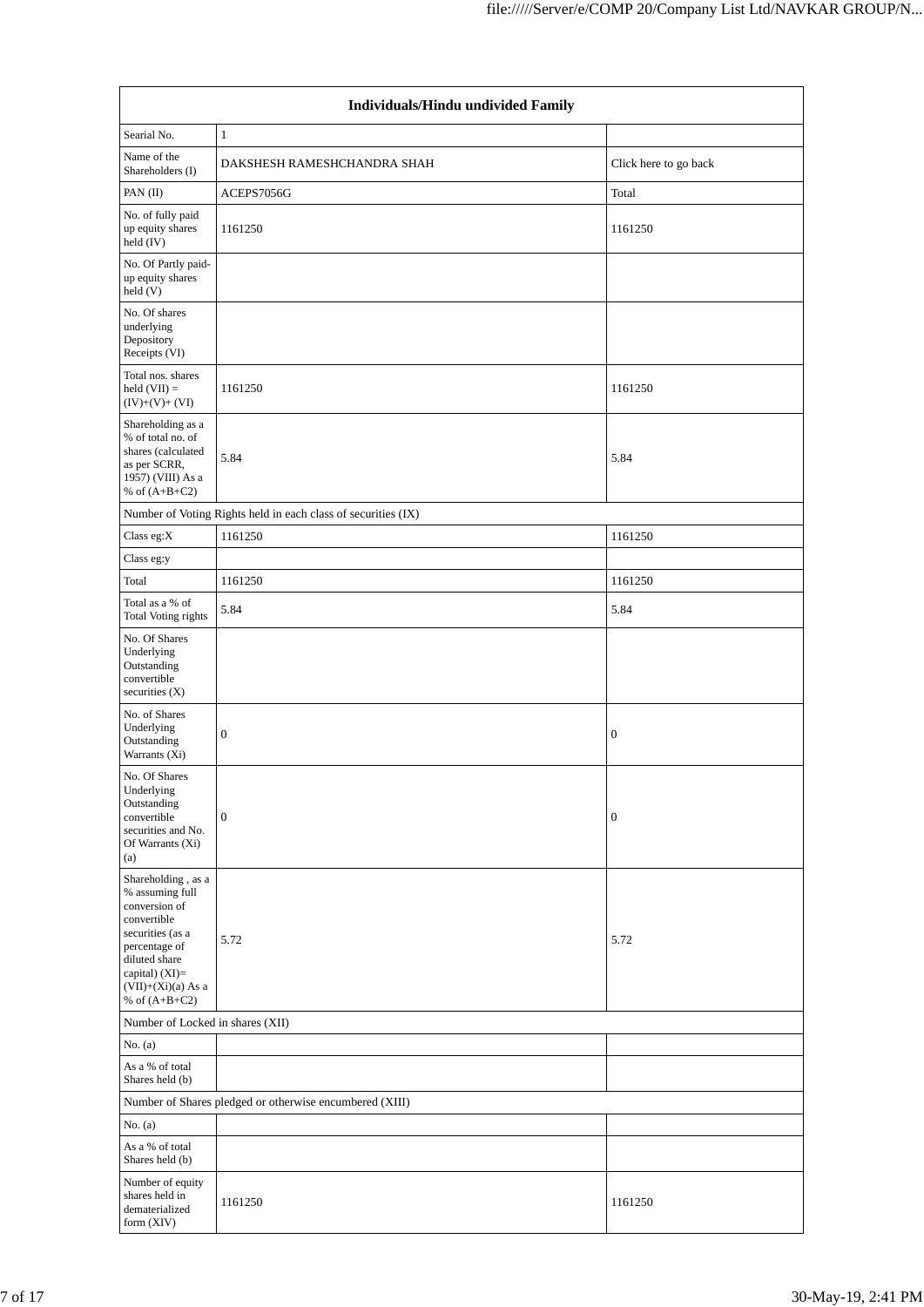| Individuals/Hindu undivided Family | | |
|---|---|---|
| Searial No. | 1 | |
| Name of the Shareholders (I) | DAKSHESH RAMESHCHANDRA SHAH | Click here to go back |
| PAN (II) | ACEPS7056G | Total |
| No. of fully paid up equity shares held (IV) | 1161250 | 1161250 |
| No. Of Partly paid-up equity shares held (V) | | |
| No. Of shares underlying Depository Receipts (VI) | | |
| Total nos. shares held (VII) = (IV)+(V)+ (VI) | 1161250 | 1161250 |
| Shareholding as a % of total no. of shares (calculated as per SCRR, 1957) (VIII) As a % of (A+B+C2) | 5.84 | 5.84 |
| Number of Voting Rights held in each class of securities (IX) | | |
| Class eg:X | 1161250 | 1161250 |
| Class eg:y | | |
| Total | 1161250 | 1161250 |
| Total as a % of Total Voting rights | 5.84 | 5.84 |
| No. Of Shares Underlying Outstanding convertible securities (X) | | |
| No. of Shares Underlying Outstanding Warrants (Xi) | 0 | 0 |
| No. Of Shares Underlying Outstanding convertible securities and No. Of Warrants (Xi) (a) | 0 | 0 |
| Shareholding , as a % assuming full conversion of convertible securities (as a percentage of diluted share capital) (XI)= (VII)+(Xi)(a) As a % of (A+B+C2) | 5.72 | 5.72 |
| Number of Locked in shares (XII) | | |
| No. (a) | | |
| As a % of total Shares held (b) | | |
| Number of Shares pledged or otherwise encumbered (XIII) | | |
| No. (a) | | |
| As a % of total Shares held (b) | | |
| Number of equity shares held in dematerialized form (XIV) | 1161250 | 1161250 |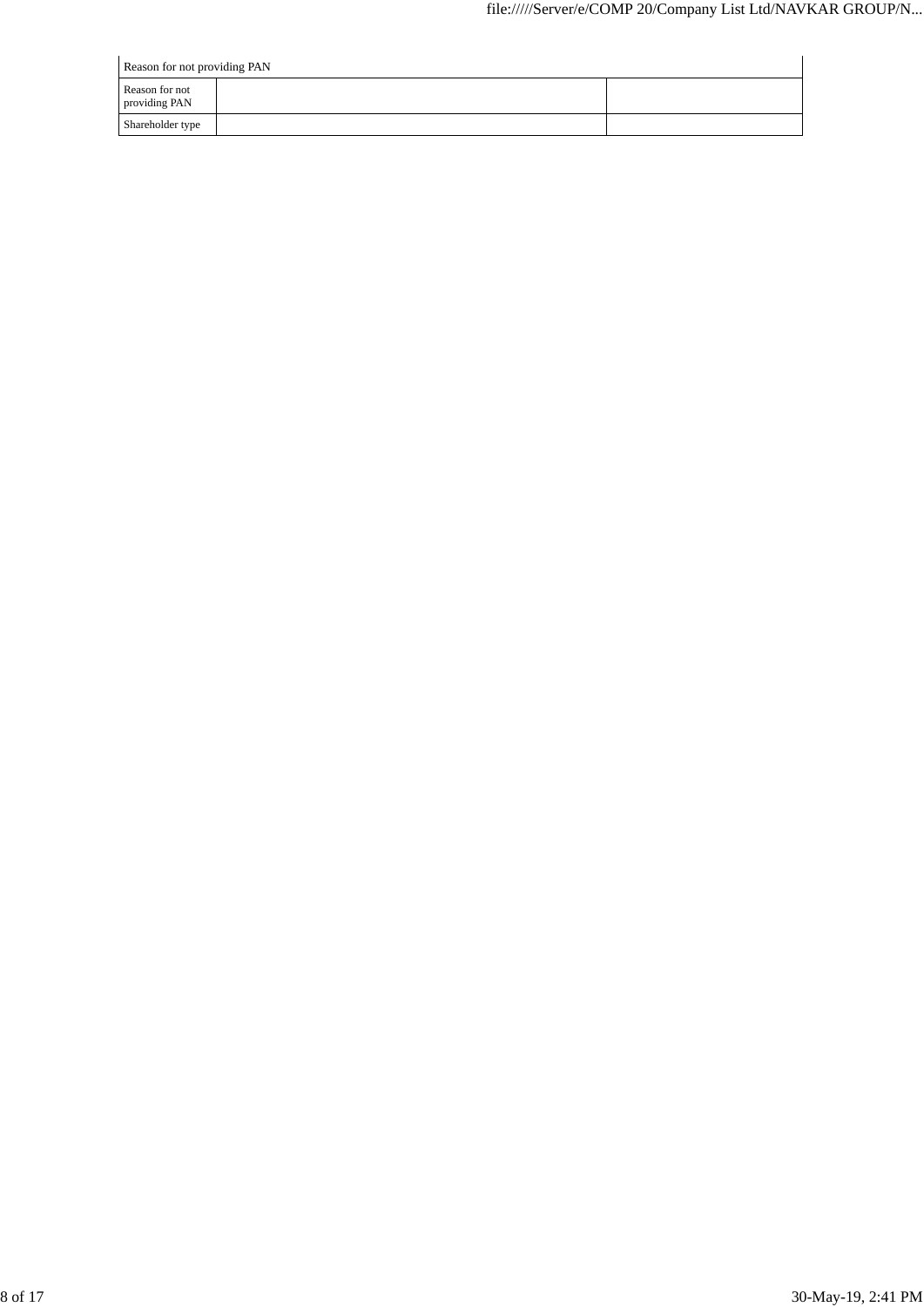| Reason for not providing PAN | | |
|---|---|---|
| Reason for not providing PAN | | |
| Shareholder type | | |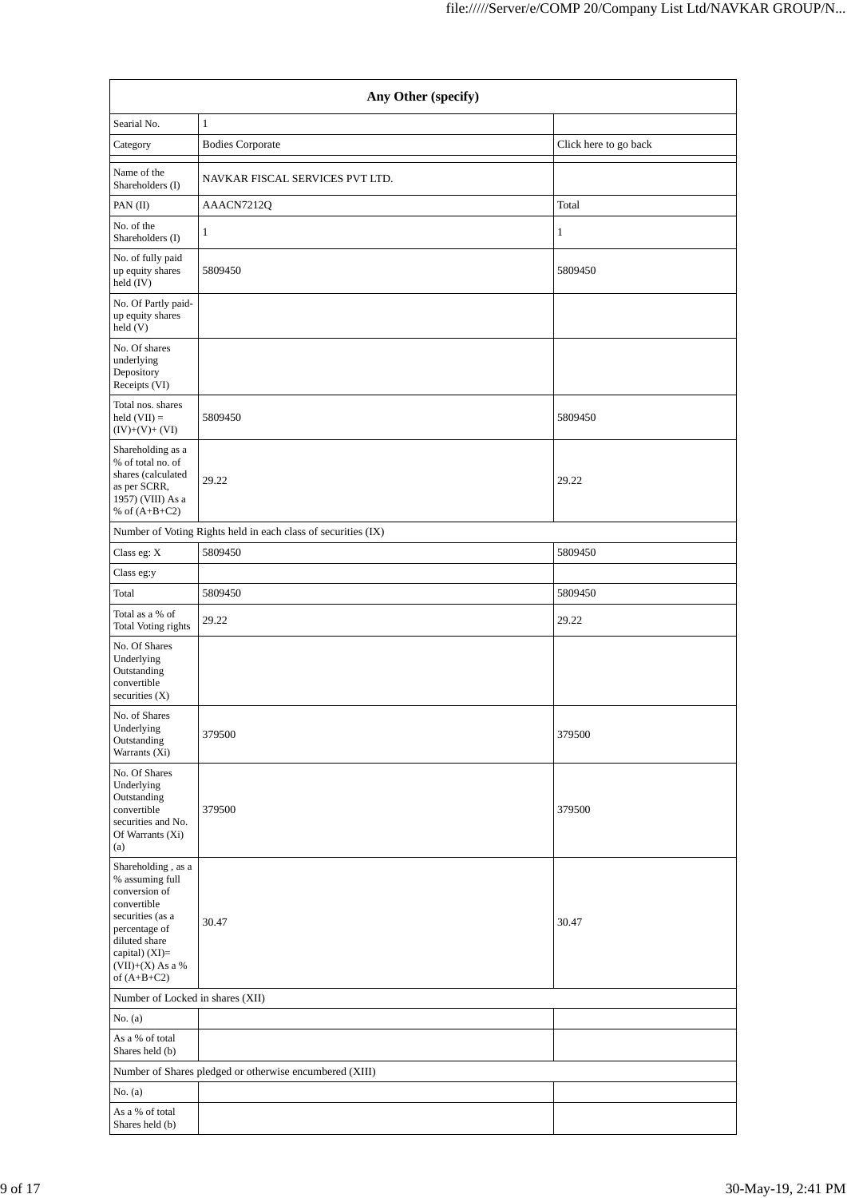| Any Other (specify) | | |
|---|---|---|
| Searial No. | 1 | |
| Category | Bodies Corporate | Click here to go back |
| | | |
| Name of the Shareholders (I) | NAVKAR FISCAL SERVICES PVT LTD. | |
| PAN (II) | AAACN7212Q | Total |
| No. of the Shareholders (I) | 1 | 1 |
| No. of fully paid up equity shares held (IV) | 5809450 | 5809450 |
| No. Of Partly paid-up equity shares held (V) | | |
| No. Of shares underlying Depository Receipts (VI) | | |
| Total nos. shares held (VII) = (IV)+(V)+ (VI) | 5809450 | 5809450 |
| Shareholding as a % of total no. of shares (calculated as per SCRR, 1957) (VIII) As a % of (A+B+C2) | 29.22 | 29.22 |
| Number of Voting Rights held in each class of securities (IX) | | |
| Class eg: X | 5809450 | 5809450 |
| Class eg:y | | |
| Total | 5809450 | 5809450 |
| Total as a % of Total Voting rights | 29.22 | 29.22 |
| No. Of Shares Underlying Outstanding convertible securities (X) | | |
| No. of Shares Underlying Outstanding Warrants (Xi) | 379500 | 379500 |
| No. Of Shares Underlying Outstanding convertible securities and No. Of Warrants (Xi) (a) | 379500 | 379500 |
| Shareholding , as a % assuming full conversion of convertible securities (as a percentage of diluted share capital) (XI)= (VII)+(X) As a % of (A+B+C2) | 30.47 | 30.47 |
| Number of Locked in shares (XII) | | |
| No. (a) | | |
| As a % of total Shares held (b) | | |
| Number of Shares pledged or otherwise encumbered (XIII) | | |
| No. (a) | | |
| As a % of total Shares held (b) | | |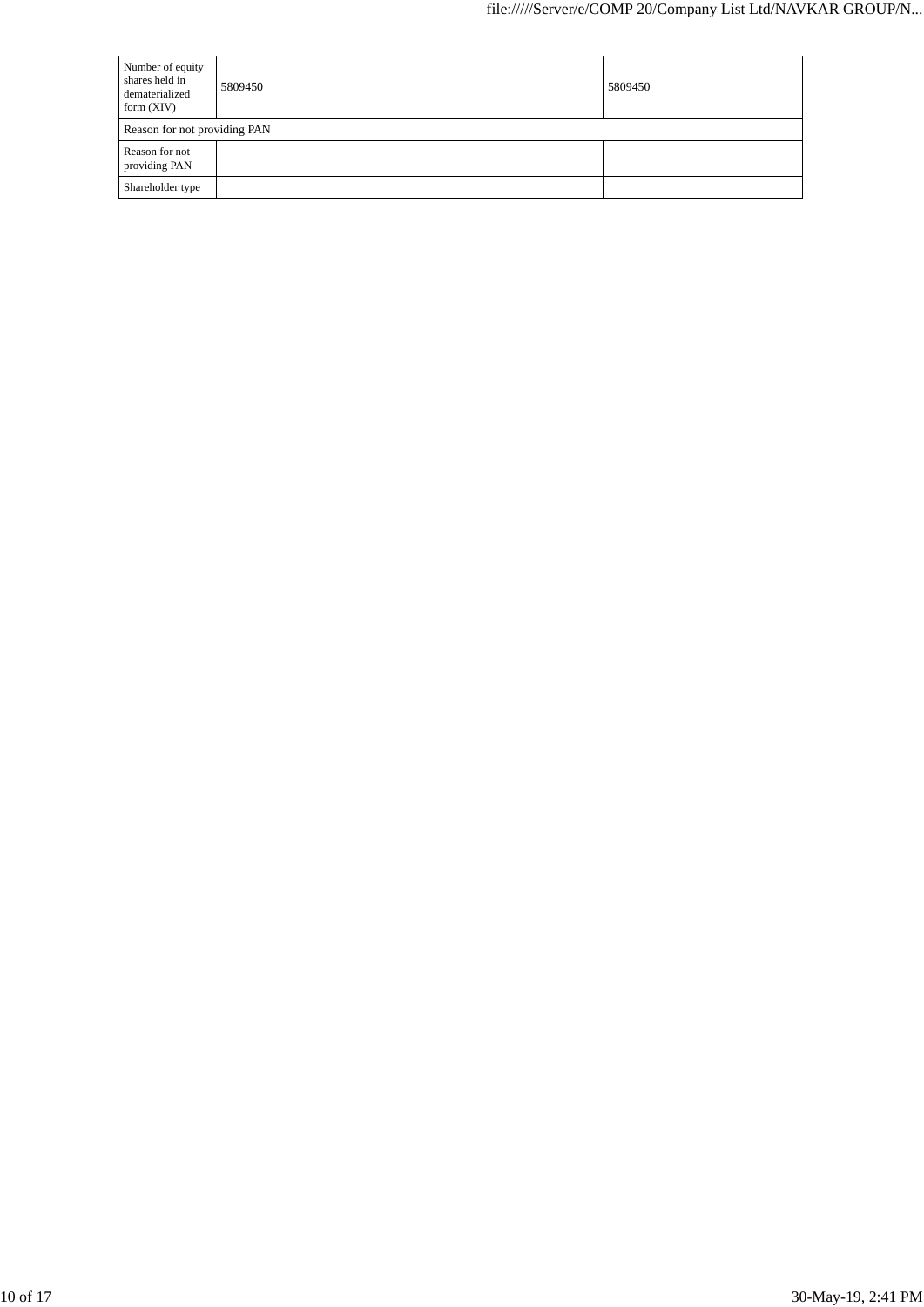| | | |
|---|---|---|
| Number of equity shares held in dematerialized form (XIV) | 5809450 | 5809450 |
| Reason for not providing PAN | | |
| Reason for not providing PAN | | |
| Shareholder type | | |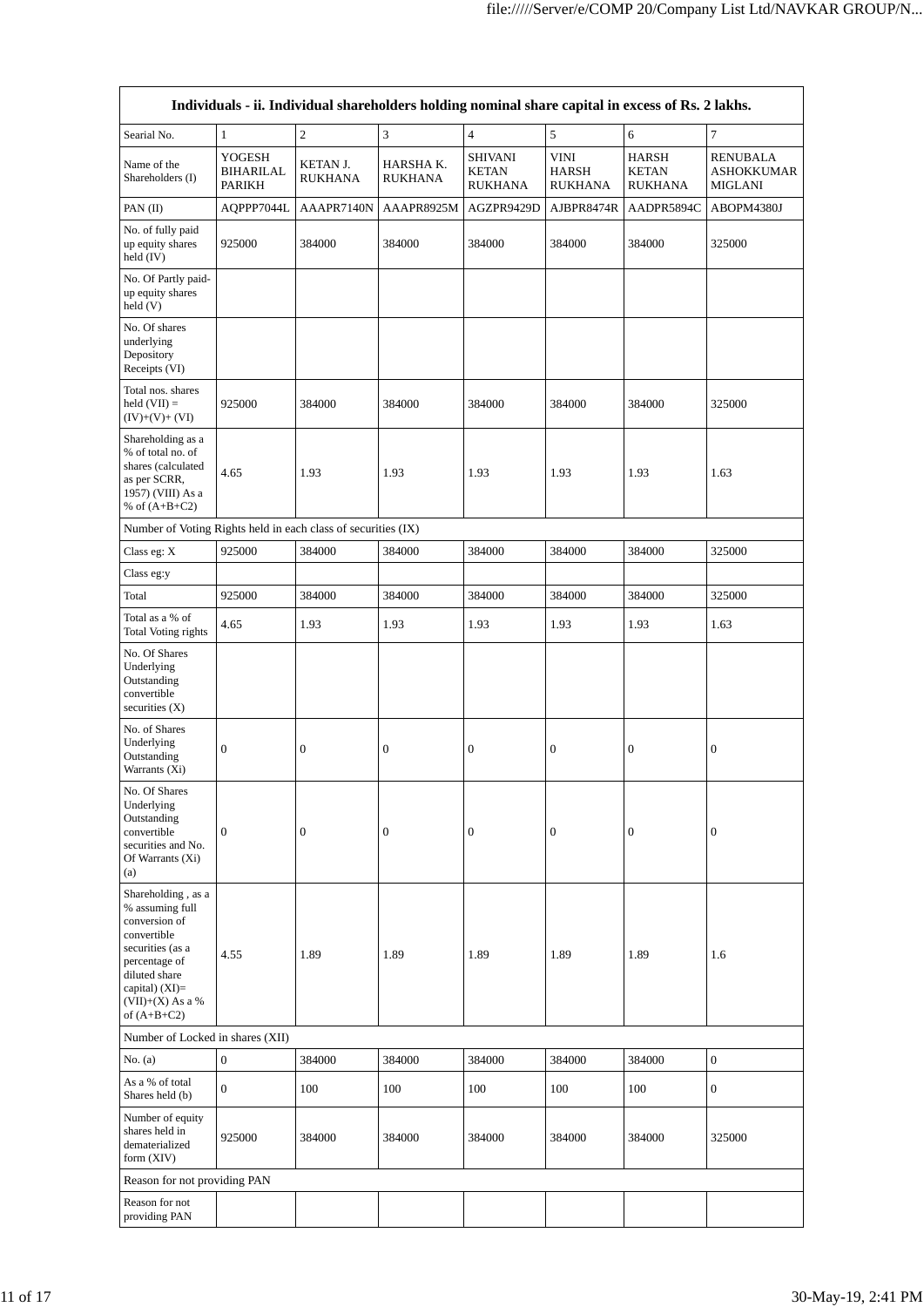| Individuals - ii. Individual shareholders holding nominal share capital in excess of Rs. 2 lakhs. | | | | | | | |
|---|---|---|---|---|---|---|---|
| Searial No. | 1 | 2 | 3 | 4 | 5 | 6 | 7 |
| Name of the Shareholders (I) | YOGESH BIHARILAL PARIKH | KETAN J. RUKHANA | HARSHA K. RUKHANA | SHIVANI KETAN RUKHANA | VINI HARSH RUKHANA | HARSH KETAN RUKHANA | RENUBALA ASHOKKUMAR MIGLANI |
| PAN (II) | AQPPP7044L | AAAPR7140N | AAAPR8925M | AGZPR9429D | AJBPR8474R | AADPR5894C | ABOPM4380J |
| No. of fully paid up equity shares held (IV) | 925000 | 384000 | 384000 | 384000 | 384000 | 384000 | 325000 |
| No. Of Partly paid-up equity shares held (V) | | | | | | | |
| No. Of shares underlying Depository Receipts (VI) | | | | | | | |
| Total nos. shares held (VII) = (IV)+(V)+ (VI) | 925000 | 384000 | 384000 | 384000 | 384000 | 384000 | 325000 |
| Shareholding as a % of total no. of shares (calculated as per SCRR, 1957) (VIII) As a % of (A+B+C2) | 4.65 | 1.93 | 1.93 | 1.93 | 1.93 | 1.93 | 1.63 |
| Number of Voting Rights held in each class of securities (IX) | | | | | | | |
| Class eg: X | 925000 | 384000 | 384000 | 384000 | 384000 | 384000 | 325000 |
| Class eg:y | | | | | | | |
| Total | 925000 | 384000 | 384000 | 384000 | 384000 | 384000 | 325000 |
| Total as a % of Total Voting rights | 4.65 | 1.93 | 1.93 | 1.93 | 1.93 | 1.93 | 1.63 |
| No. Of Shares Underlying Outstanding convertible securities (X) | | | | | | | |
| No. of Shares Underlying Outstanding Warrants (Xi) | 0 | 0 | 0 | 0 | 0 | 0 | 0 |
| No. Of Shares Underlying Outstanding convertible securities and No. Of Warrants (Xi) (a) | 0 | 0 | 0 | 0 | 0 | 0 | 0 |
| Shareholding , as a % assuming full conversion of convertible securities (as a percentage of diluted share capital) (XI)= (VII)+(X) As a % of (A+B+C2) | 4.55 | 1.89 | 1.89 | 1.89 | 1.89 | 1.89 | 1.6 |
| Number of Locked in shares (XII) | | | | | | | |
| No. (a) | 0 | 384000 | 384000 | 384000 | 384000 | 384000 | 0 |
| As a % of total Shares held (b) | 0 | 100 | 100 | 100 | 100 | 100 | 0 |
| Number of equity shares held in dematerialized form (XIV) | 925000 | 384000 | 384000 | 384000 | 384000 | 384000 | 325000 |
| Reason for not providing PAN | | | | | | | |
| Reason for not providing PAN | | | | | | | |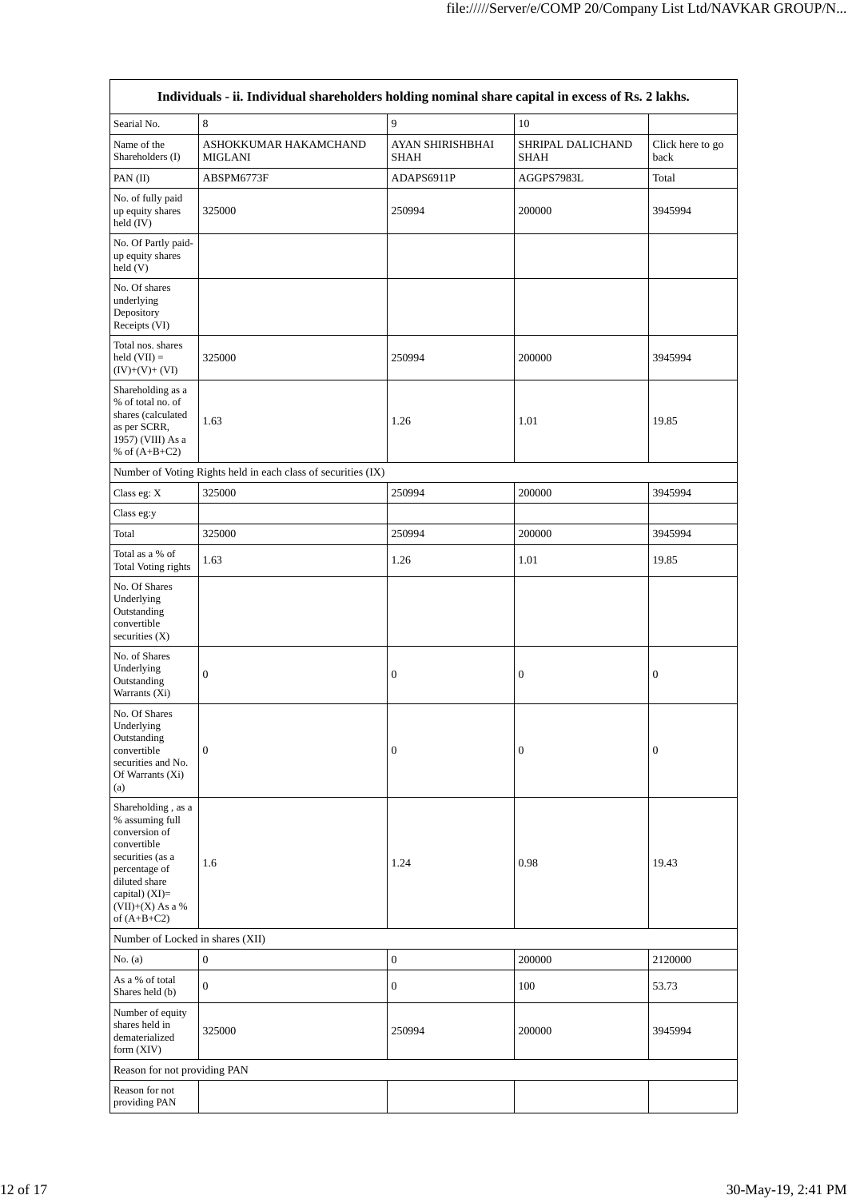| Individuals - ii. Individual shareholders holding nominal share capital in excess of Rs. 2 lakhs. | | | | |
|---|---|---|---|---|
| Searial No. | 8 | 9 | 10 | |
| Name of the Shareholders (I) | ASHOKKUMAR HAKAMCHAND MIGLANI | AYAN SHIRISHBHAI SHAH | SHRIPAL DALICHAND SHAH | Click here to go back |
| PAN (II) | ABSPM6773F | ADAPS6911P | AGGPS7983L | Total |
| No. of fully paid up equity shares held (IV) | 325000 | 250994 | 200000 | 3945994 |
| No. Of Partly paid-up equity shares held (V) | | | | |
| No. Of shares underlying Depository Receipts (VI) | | | | |
| Total nos. shares held (VII) = (IV)+(V)+ (VI) | 325000 | 250994 | 200000 | 3945994 |
| Shareholding as a % of total no. of shares (calculated as per SCRR, 1957) (VIII) As a % of (A+B+C2) | 1.63 | 1.26 | 1.01 | 19.85 |
| Number of Voting Rights held in each class of securities (IX) | | | | |
| Class eg: X | 325000 | 250994 | 200000 | 3945994 |
| Class eg:y | | | | |
| Total | 325000 | 250994 | 200000 | 3945994 |
| Total as a % of Total Voting rights | 1.63 | 1.26 | 1.01 | 19.85 |
| No. Of Shares Underlying Outstanding convertible securities (X) | | | | |
| No. of Shares Underlying Outstanding Warrants (Xi) | 0 | 0 | 0 | 0 |
| No. Of Shares Underlying Outstanding convertible securities and No. Of Warrants (Xi) (a) | 0 | 0 | 0 | 0 |
| Shareholding , as a % assuming full conversion of convertible securities (as a percentage of diluted share capital) (XI)= (VII)+(X) As a % of (A+B+C2) | 1.6 | 1.24 | 0.98 | 19.43 |
| Number of Locked in shares (XII) | | | | |
| No. (a) | 0 | 0 | 200000 | 2120000 |
| As a % of total Shares held (b) | 0 | 0 | 100 | 53.73 |
| Number of equity shares held in dematerialized form (XIV) | 325000 | 250994 | 200000 | 3945994 |
| Reason for not providing PAN | | | | |
| Reason for not providing PAN | | | | |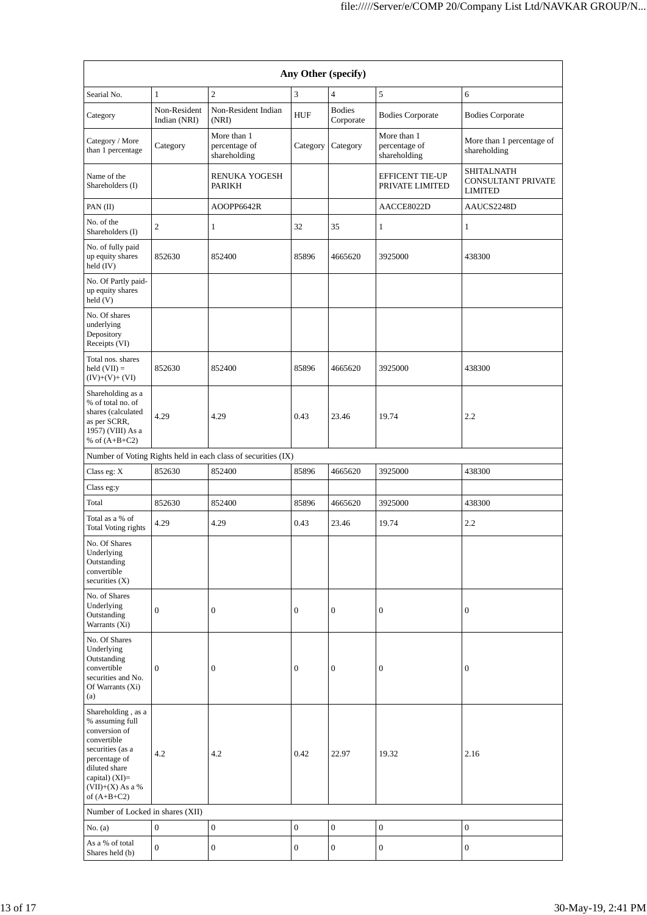| Any Other (specify) | | | | | | |
|---|---|---|---|---|---|---|
| Searial No. | 1 | 2 | 3 | 4 | 5 | 6 |
| Category | Non-Resident Indian (NRI) | Non-Resident Indian (NRI) | HUF | Bodies Corporate | Bodies Corporate | Bodies Corporate |
| Category / More than 1 percentage | Category | More than 1 percentage of shareholding | Category | Category | More than 1 percentage of shareholding | More than 1 percentage of shareholding |
| Name of the Shareholders (I) | | RENUKA YOGESH PARIKH | | | EFFICENT TIE-UP PRIVATE LIMITED | SHITALNATH CONSULTANT PRIVATE LIMITED |
| PAN (II) | | AOOPP6642R | | | AACCE8022D | AAUCS2248D |
| No. of the Shareholders (I) | 2 | 1 | 32 | 35 | 1 | 1 |
| No. of fully paid up equity shares held (IV) | 852630 | 852400 | 85896 | 4665620 | 3925000 | 438300 |
| No. Of Partly paid-up equity shares held (V) | | | | | | |
| No. Of shares underlying Depository Receipts (VI) | | | | | | |
| Total nos. shares held (VII) = (IV)+(V)+ (VI) | 852630 | 852400 | 85896 | 4665620 | 3925000 | 438300 |
| Shareholding as a % of total no. of shares (calculated as per SCRR, 1957) (VIII) As a % of (A+B+C2) | 4.29 | 4.29 | 0.43 | 23.46 | 19.74 | 2.2 |
| Number of Voting Rights held in each class of securities (IX) | | | | | | |
| Class eg: X | 852630 | 852400 | 85896 | 4665620 | 3925000 | 438300 |
| Class eg:y | | | | | | |
| Total | 852630 | 852400 | 85896 | 4665620 | 3925000 | 438300 |
| Total as a % of Total Voting rights | 4.29 | 4.29 | 0.43 | 23.46 | 19.74 | 2.2 |
| No. Of Shares Underlying Outstanding convertible securities (X) | | | | | | |
| No. of Shares Underlying Outstanding Warrants (Xi) | 0 | 0 | 0 | 0 | 0 | 0 |
| No. Of Shares Underlying Outstanding convertible securities and No. Of Warrants (Xi) (a) | 0 | 0 | 0 | 0 | 0 | 0 |
| Shareholding , as a % assuming full conversion of convertible securities (as a percentage of diluted share capital) (XI)= (VII)+(X) As a % of (A+B+C2) | 4.2 | 4.2 | 0.42 | 22.97 | 19.32 | 2.16 |
| Number of Locked in shares (XII) | | | | | | |
| No. (a) | 0 | 0 | 0 | 0 | 0 | 0 |
| As a % of total Shares held (b) | 0 | 0 | 0 | 0 | 0 | 0 |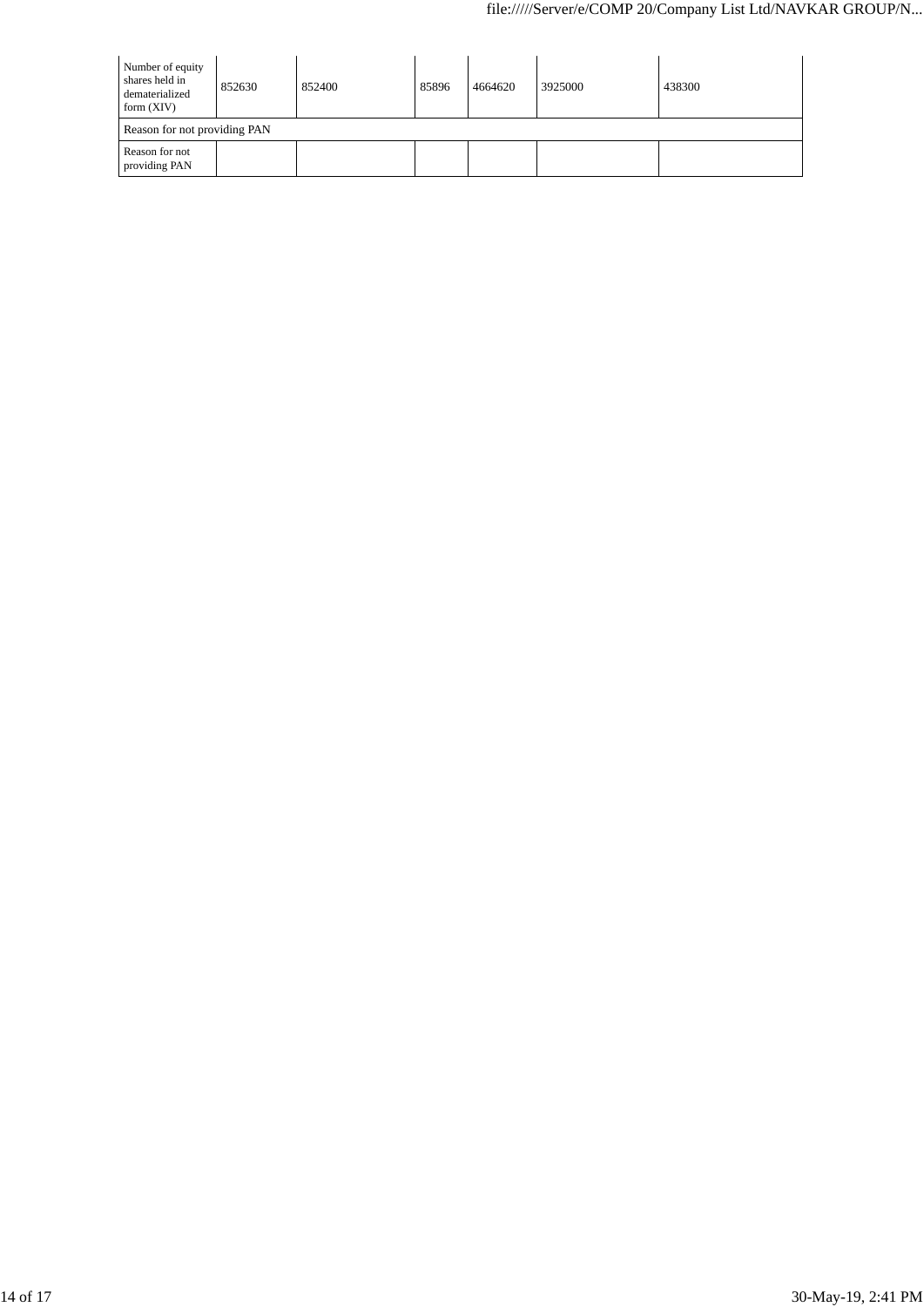| Number of equity shares held in dematerialized form (XIV) | 852630 | 852400 | 85896 | 4664620 | 3925000 | 438300 |
|---|---|---|---|---|---|---|
| Reason for not providing PAN | | | | | | |
| Reason for not providing PAN | | | | | | |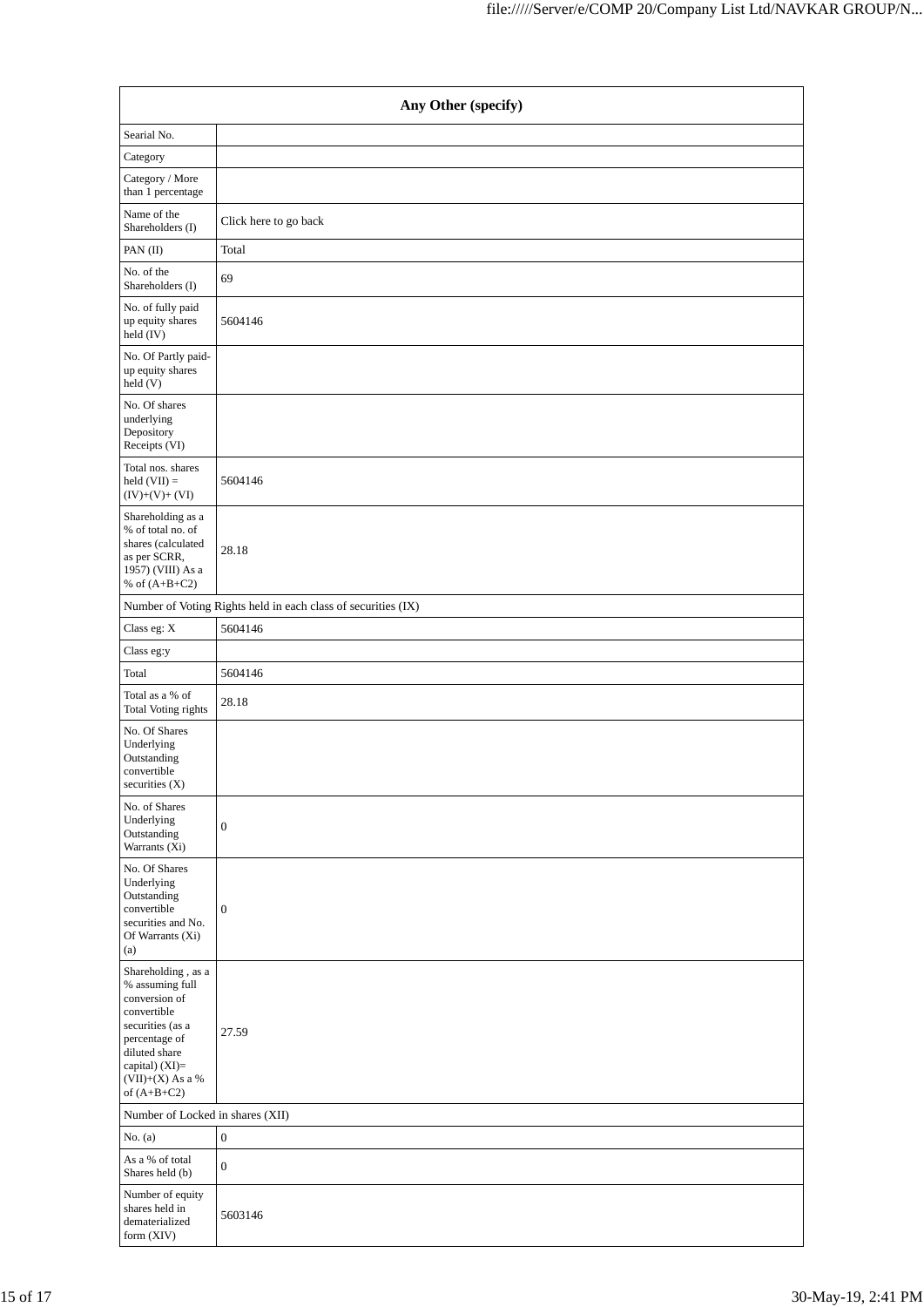| Any Other (specify) | |
|---|---|
| Searial No. | |
| Category | |
| Category / More than 1 percentage | |
| Name of the Shareholders (I) | Click here to go back |
| PAN (II) | Total |
| No. of the Shareholders (I) | 69 |
| No. of fully paid up equity shares held (IV) | 5604146 |
| No. Of Partly paid-up equity shares held (V) | |
| No. Of shares underlying Depository Receipts (VI) | |
| Total nos. shares held (VII) = (IV)+(V)+ (VI) | 5604146 |
| Shareholding as a % of total no. of shares (calculated as per SCRR, 1957) (VIII) As a % of (A+B+C2) | 28.18 |
| Number of Voting Rights held in each class of securities (IX) | |
| Class eg: X | 5604146 |
| Class eg:y | |
| Total | 5604146 |
| Total as a % of Total Voting rights | 28.18 |
| No. Of Shares Underlying Outstanding convertible securities (X) | |
| No. of Shares Underlying Outstanding Warrants (Xi) | 0 |
| No. Of Shares Underlying Outstanding convertible securities and No. Of Warrants (Xi) (a) | 0 |
| Shareholding , as a % assuming full conversion of convertible securities (as a percentage of diluted share capital) (XI)= (VII)+(X) As a % of (A+B+C2) | 27.59 |
| Number of Locked in shares (XII) | |
| No. (a) | 0 |
| As a % of total Shares held (b) | 0 |
| Number of equity shares held in dematerialized form (XIV) | 5603146 |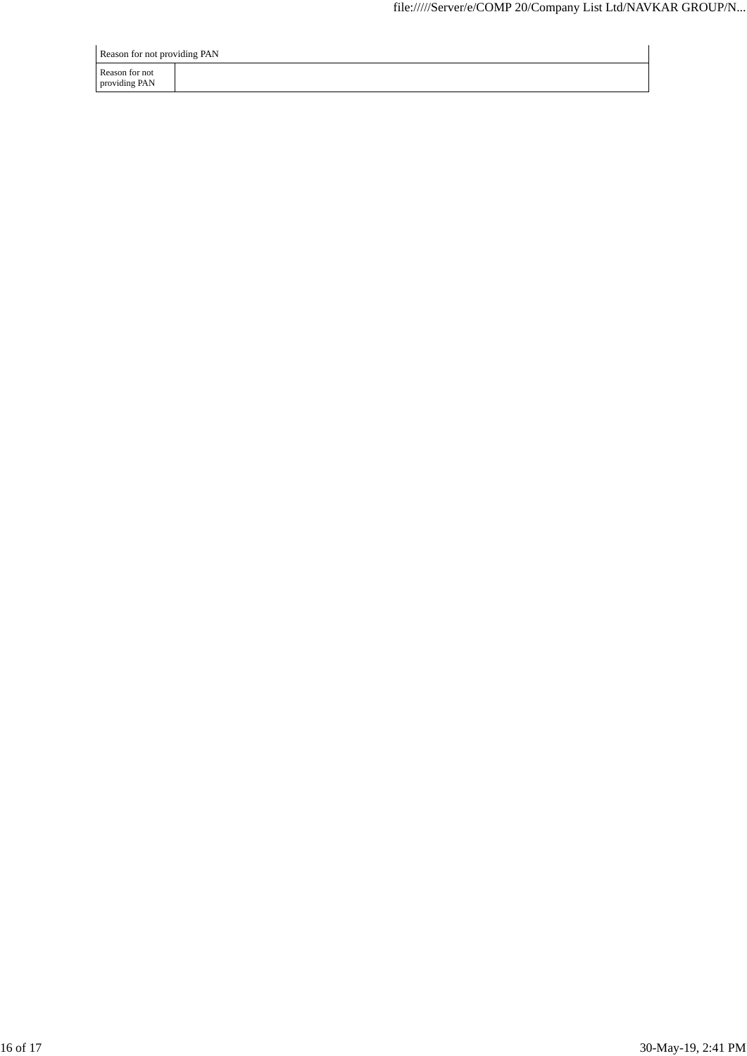| Reason for not providing PAN | |
|---|---|
| Reason for not providing PAN | |